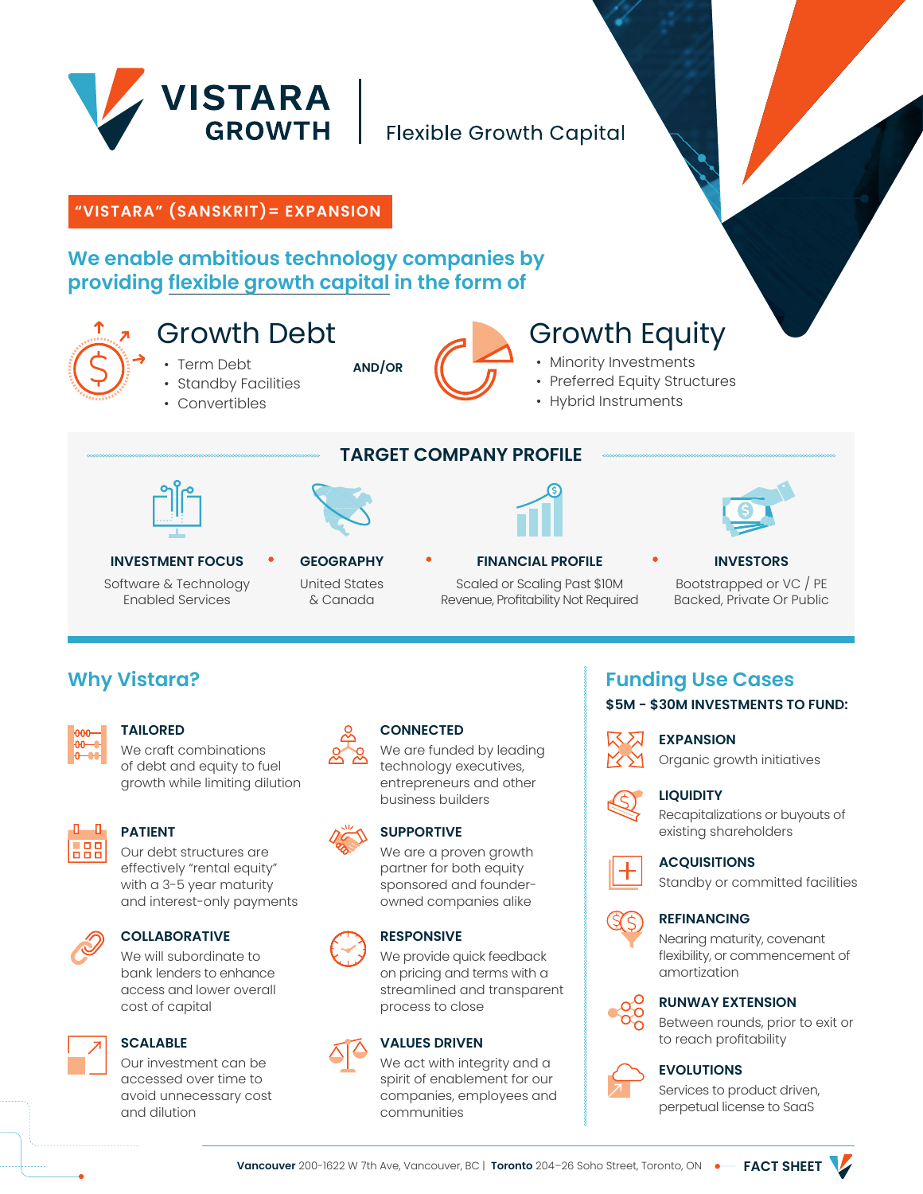# VISTARA GROWTH | Flexible Growth Capital

**"VISTARA" (SANSKRIT)= EXPANSION**

## We enable ambitious technology companies by providing flexible growth capital in the form of

### Growth Debt

- Term Debt
- Standby Facilities
- Convertibles

**AND/OR**

### Growth Equity

- Minority Investments
- Preferred Equity Structures
- Hybrid Instruments

## TARGET COMPANY PROFILE

**INVESTMENT FOCUS**
Software & Technology Enabled Services

**GEOGRAPHY**
United States & Canada

**FINANCIAL PROFILE**
Scaled or Scaling Past $10M Revenue, Profitability Not Required

**INVESTORS**
Bootstrapped or VC / PE Backed, Private Or Public

## Why Vistara?

**TAILORED**
We craft combinations of debt and equity to fuel growth while limiting dilution

**CONNECTED**
We are funded by leading technology executives, entrepreneurs and other business builders

**PATIENT**
Our debt structures are effectively "rental equity" with a 3-5 year maturity and interest-only payments

**SUPPORTIVE**
We are a proven growth partner for both equity sponsored and founder-owned companies alike

**COLLABORATIVE**
We will subordinate to bank lenders to enhance access and lower overall cost of capital

**RESPONSIVE**
We provide quick feedback on pricing and terms with a streamlined and transparent process to close

**SCALABLE**
Our investment can be accessed over time to avoid unnecessary cost and dilution

**VALUES DRIVEN**
We act with integrity and a spirit of enablement for our companies, employees and communities

## Funding Use Cases

**$5M – $30M INVESTMENTS TO FUND:**

**EXPANSION**
Organic growth initiatives

**LIQUIDITY**
Recapitalizations or buyouts of existing shareholders

**ACQUISITIONS**
Standby or committed facilities

**REFINANCING**
Nearing maturity, covenant flexibility, or commencement of amortization

**RUNWAY EXTENSION**
Between rounds, prior to exit or to reach profitability

**EVOLUTIONS**
Services to product driven, perpetual license to SaaS

**Vancouver** 200-1622 W 7th Ave, Vancouver, BC | **Toronto** 204–26 Soho Street, Toronto, ON • **FACT SHEET**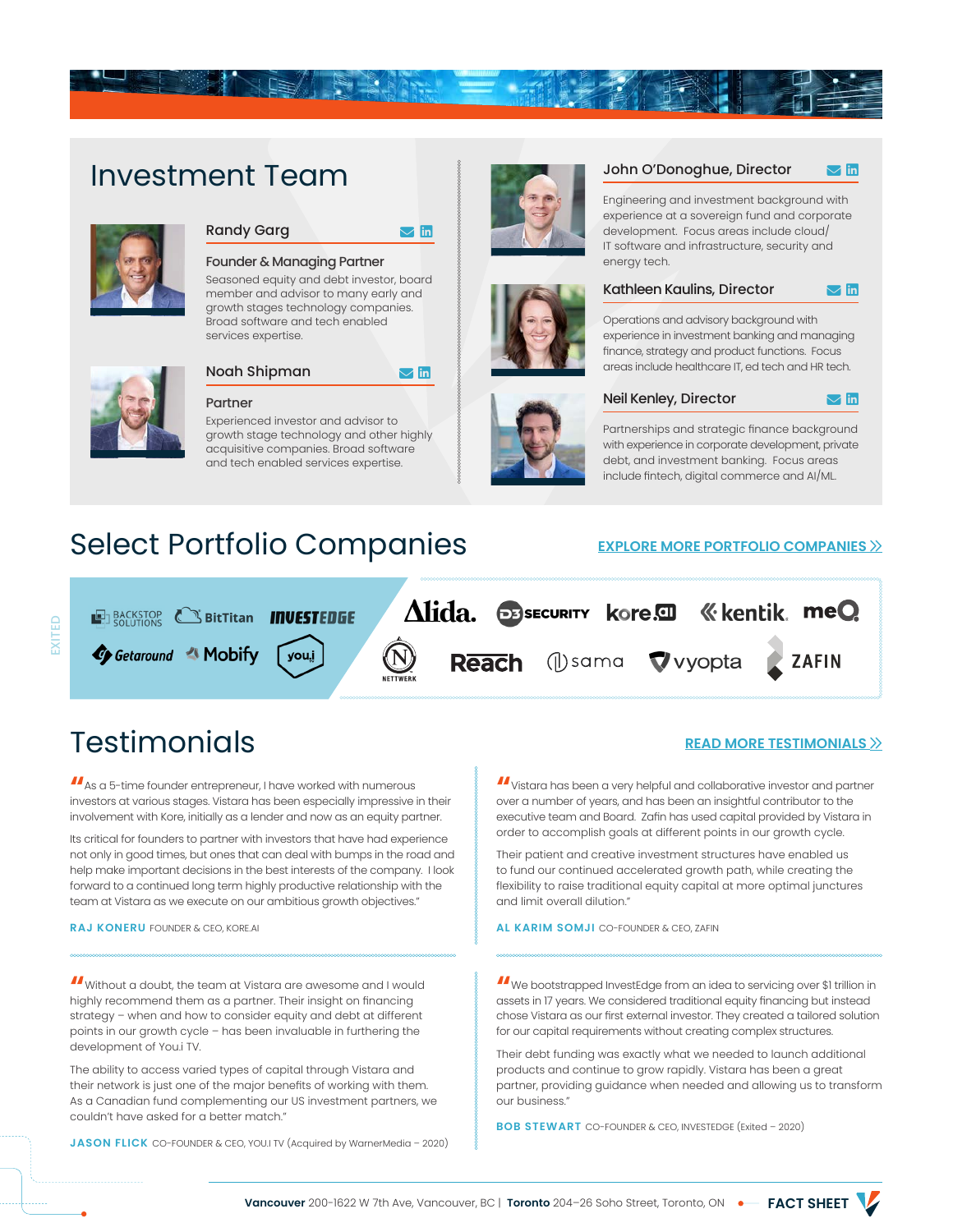## Investment Team

### Randy Garg

**Founder & Managing Partner**

Seasoned equity and debt investor, board member and advisor to many early and growth stages technology companies. Broad software and tech enabled services expertise.

### Noah Shipman

**Partner**

Experienced investor and advisor to growth stage technology and other highly acquisitive companies. Broad software and tech enabled services expertise.

### John O'Donoghue, Director

Engineering and investment background with experience at a sovereign fund and corporate development. Focus areas include cloud/ IT software and infrastructure, security and energy tech.

### Kathleen Kaulins, Director

Operations and advisory background with experience in investment banking and managing finance, strategy and product functions. Focus areas include healthcare IT, ed tech and HR tech.

### Neil Kenley, Director

Partnerships and strategic finance background with experience in corporate development, private debt, and investment banking. Focus areas include fintech, digital commerce and AI/ML.

## Select Portfolio Companies

EXPLORE MORE PORTFOLIO COMPANIES »

EXITED

Backstop Solutions, BitTitan, InvestEdge, Getaround, Mobify, you.i

Alida, D3 Security, kore.ai, kentik, meQ, Nettwerk, Reach, sama, vyopta, ZAFIN

## Testimonials

READ MORE TESTIMONIALS »

"As a 5-time founder entrepreneur, I have worked with numerous investors at various stages. Vistara has been especially impressive in their involvement with Kore, initially as a lender and now as an equity partner.

Its critical for founders to partner with investors that have had experience not only in good times, but ones that can deal with bumps in the road and help make important decisions in the best interests of the company. I look forward to a continued long term highly productive relationship with the team at Vistara as we execute on our ambitious growth objectives."

**RAJ KONERU** FOUNDER & CEO, KORE.AI

"Without a doubt, the team at Vistara are awesome and I would highly recommend them as a partner. Their insight on financing strategy – when and how to consider equity and debt at different points in our growth cycle – has been invaluable in furthering the development of You.i TV.

The ability to access varied types of capital through Vistara and their network is just one of the major benefits of working with them. As a Canadian fund complementing our US investment partners, we couldn't have asked for a better match."

**JASON FLICK** CO-FOUNDER & CEO, YOU.I TV (Acquired by WarnerMedia – 2020)

"Vistara has been a very helpful and collaborative investor and partner over a number of years, and has been an insightful contributor to the executive team and Board. Zafin has used capital provided by Vistara in order to accomplish goals at different points in our growth cycle.

Their patient and creative investment structures have enabled us to fund our continued accelerated growth path, while creating the flexibility to raise traditional equity capital at more optimal junctures and limit overall dilution."

**AL KARIM SOMJI** CO-FOUNDER & CEO, ZAFIN

"We bootstrapped InvestEdge from an idea to servicing over $1 trillion in assets in 17 years. We considered traditional equity financing but instead chose Vistara as our first external investor. They created a tailored solution for our capital requirements without creating complex structures.

Their debt funding was exactly what we needed to launch additional products and continue to grow rapidly. Vistara has been a great partner, providing guidance when needed and allowing us to transform our business."

**BOB STEWART** CO-FOUNDER & CEO, INVESTEDGE (Exited – 2020)

**Vancouver** 200-1622 W 7th Ave, Vancouver, BC | **Toronto** 204–26 Soho Street, Toronto, ON

**FACT SHEET**